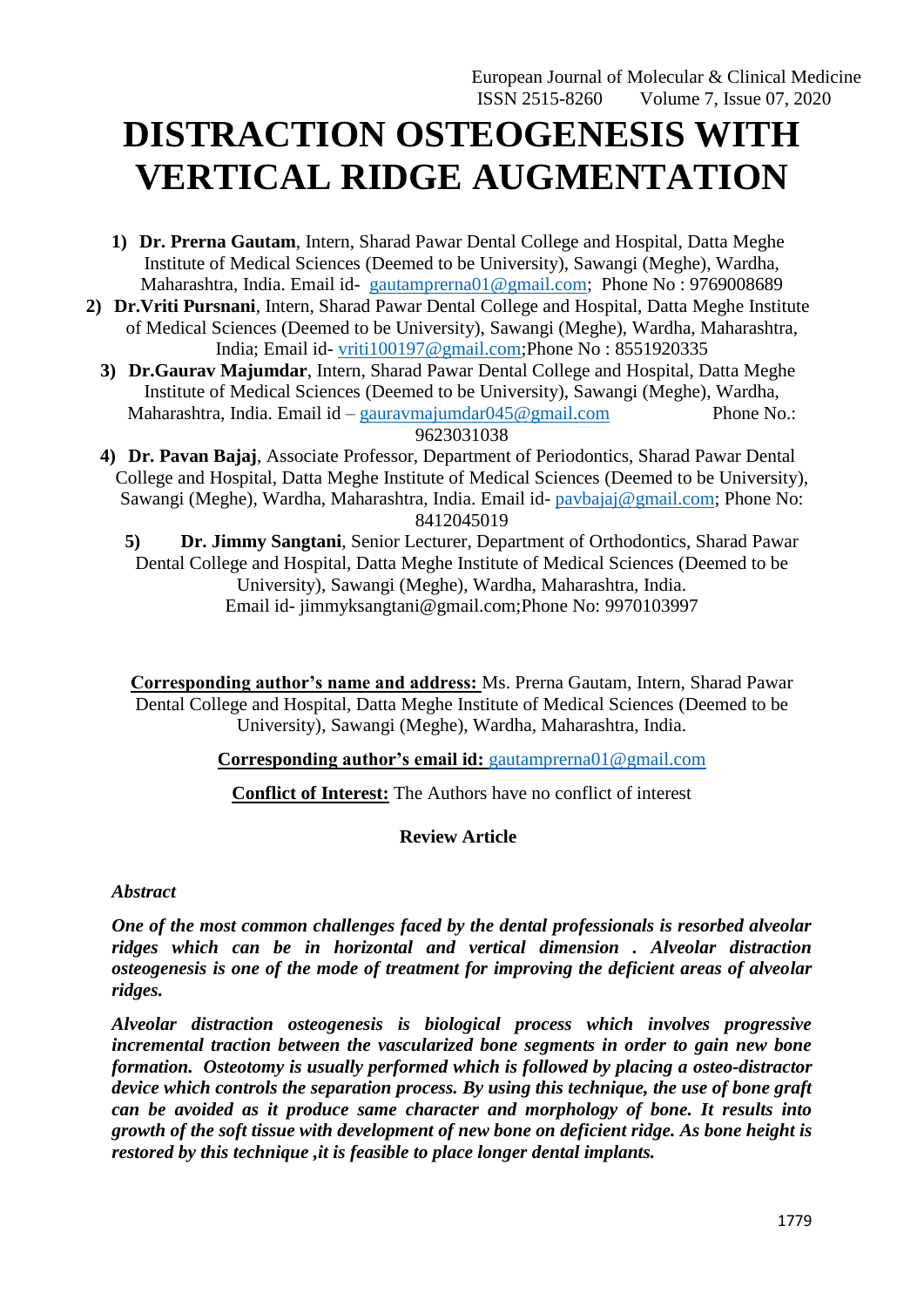# DISTRACTION OSTEOGENESIS WITH VERTICAL RIDGE AUGMENTATION

1) **Dr. Prerna Gautam**, Intern, Sharad Pawar Dental College and Hospital, Datta Meghe Institute of Medical Sciences (Deemed to be University), Sawangi (Meghe), Wardha, Maharashtra, India. Email id- gautamprerna01@gmail.com; Phone No : 9769008689
2) **Dr.Vriti Pursnani**, Intern, Sharad Pawar Dental College and Hospital, Datta Meghe Institute of Medical Sciences (Deemed to be University), Sawangi (Meghe), Wardha, Maharashtra, India; Email id- vriti100197@gmail.com;Phone No : 8551920335
3) **Dr.Gaurav Majumdar**, Intern, Sharad Pawar Dental College and Hospital, Datta Meghe Institute of Medical Sciences (Deemed to be University), Sawangi (Meghe), Wardha, Maharashtra, India. Email id – gauravmajumdar045@gmail.com Phone No.: 9623031038
4) **Dr. Pavan Bajaj**, Associate Professor, Department of Periodontics, Sharad Pawar Dental College and Hospital, Datta Meghe Institute of Medical Sciences (Deemed to be University), Sawangi (Meghe), Wardha, Maharashtra, India. Email id- pavbajaj@gmail.com; Phone No: 8412045019
5) **Dr. Jimmy Sangtani**, Senior Lecturer, Department of Orthodontics, Sharad Pawar Dental College and Hospital, Datta Meghe Institute of Medical Sciences (Deemed to be University), Sawangi (Meghe), Wardha, Maharashtra, India. Email id- jimmyksangtani@gmail.com;Phone No: 9970103997

**Corresponding author's name and address:** Ms. Prerna Gautam, Intern, Sharad Pawar Dental College and Hospital, Datta Meghe Institute of Medical Sciences (Deemed to be University), Sawangi (Meghe), Wardha, Maharashtra, India.

**Corresponding author's email id:** gautamprerna01@gmail.com

**Conflict of Interest:** The Authors have no conflict of interest

**Review Article**

*Abstract*

***One of the most common challenges faced by the dental professionals is resorbed alveolar ridges which can be in horizontal and vertical dimension . Alveolar distraction osteogenesis is one of the mode of treatment for improving the deficient areas of alveolar ridges.***

***Alveolar distraction osteogenesis is biological process which involves progressive incremental traction between the vascularized bone segments in order to gain new bone formation. Osteotomy is usually performed which is followed by placing a osteo-distractor device which controls the separation process. By using this technique, the use of bone graft can be avoided as it produce same character and morphology of bone. It results into growth of the soft tissue with development of new bone on deficient ridge. As bone height is restored by this technique ,it is feasible to place longer dental implants.***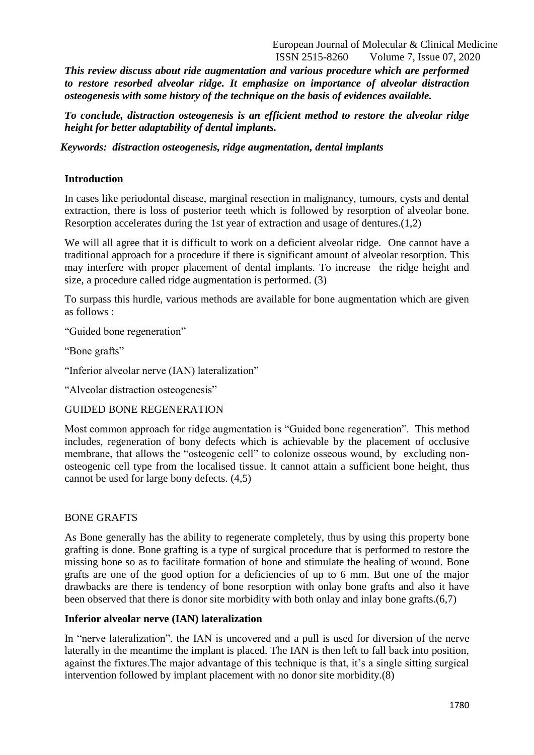***This review discuss about ride augmentation and various procedure which are performed to restore resorbed alveolar ridge. It emphasize on importance of alveolar distraction osteogenesis with some history of the technique on the basis of evidences available.***

***To conclude, distraction osteogenesis is an efficient method to restore the alveolar ridge height for better adaptability of dental implants.***

***Keywords: distraction osteogenesis, ridge augmentation, dental implants***

## Introduction

In cases like periodontal disease, marginal resection in malignancy, tumours, cysts and dental extraction, there is loss of posterior teeth which is followed by resorption of alveolar bone. Resorption accelerates during the 1st year of extraction and usage of dentures.(1,2)

We will all agree that it is difficult to work on a deficient alveolar ridge. One cannot have a traditional approach for a procedure if there is significant amount of alveolar resorption. This may interfere with proper placement of dental implants. To increase the ridge height and size, a procedure called ridge augmentation is performed. (3)

To surpass this hurdle, various methods are available for bone augmentation which are given as follows :

"Guided bone regeneration"

"Bone grafts"

"Inferior alveolar nerve (IAN) lateralization"

"Alveolar distraction osteogenesis"

### GUIDED BONE REGENERATION

Most common approach for ridge augmentation is "Guided bone regeneration". This method includes, regeneration of bony defects which is achievable by the placement of occlusive membrane, that allows the "osteogenic cell" to colonize osseous wound, by excluding non-osteogenic cell type from the localised tissue. It cannot attain a sufficient bone height, thus cannot be used for large bony defects. (4,5)

### BONE GRAFTS

As Bone generally has the ability to regenerate completely, thus by using this property bone grafting is done. Bone grafting is a type of surgical procedure that is performed to restore the missing bone so as to facilitate formation of bone and stimulate the healing of wound. Bone grafts are one of the good option for a deficiencies of up to 6 mm. But one of the major drawbacks are there is tendency of bone resorption with onlay bone grafts and also it have been observed that there is donor site morbidity with both onlay and inlay bone grafts.(6,7)

### Inferior alveolar nerve (IAN) lateralization

In "nerve lateralization", the IAN is uncovered and a pull is used for diversion of the nerve laterally in the meantime the implant is placed. The IAN is then left to fall back into position, against the fixtures.The major advantage of this technique is that, it's a single sitting surgical intervention followed by implant placement with no donor site morbidity.(8)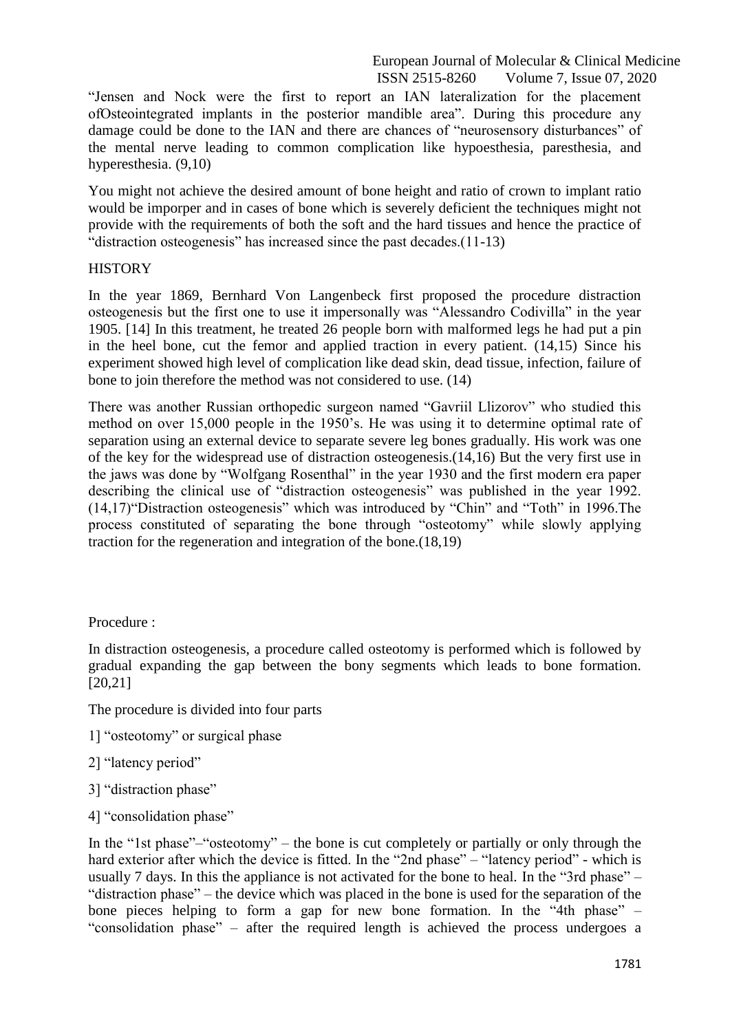"Jensen and Nock were the first to report an IAN lateralization for the placement ofOsteointegrated implants in the posterior mandible area". During this procedure any damage could be done to the IAN and there are chances of "neurosensory disturbances" of the mental nerve leading to common complication like hypoesthesia, paresthesia, and hyperesthesia. (9,10)

You might not achieve the desired amount of bone height and ratio of crown to implant ratio would be imporper and in cases of bone which is severely deficient the techniques might not provide with the requirements of both the soft and the hard tissues and hence the practice of "distraction osteogenesis" has increased since the past decades.(11-13)

## HISTORY

In the year 1869, Bernhard Von Langenbeck first proposed the procedure distraction osteogenesis but the first one to use it impersonally was "Alessandro Codivilla" in the year 1905. [14] In this treatment, he treated 26 people born with malformed legs he had put a pin in the heel bone, cut the femor and applied traction in every patient. (14,15) Since his experiment showed high level of complication like dead skin, dead tissue, infection, failure of bone to join therefore the method was not considered to use. (14)

There was another Russian orthopedic surgeon named "Gavriil Llizorov" who studied this method on over 15,000 people in the 1950's. He was using it to determine optimal rate of separation using an external device to separate severe leg bones gradually. His work was one of the key for the widespread use of distraction osteogenesis.(14,16) But the very first use in the jaws was done by "Wolfgang Rosenthal" in the year 1930 and the first modern era paper describing the clinical use of "distraction osteogenesis" was published in the year 1992. (14,17)"Distraction osteogenesis" which was introduced by "Chin" and "Toth" in 1996.The process constituted of separating the bone through "osteotomy" while slowly applying traction for the regeneration and integration of the bone.(18,19)

## Procedure :

In distraction osteogenesis, a procedure called osteotomy is performed which is followed by gradual expanding the gap between the bony segments which leads to bone formation. [20,21]

The procedure is divided into four parts

1] "osteotomy" or surgical phase

2] "latency period"

3] "distraction phase"

4] "consolidation phase"

In the "1st phase"–"osteotomy" – the bone is cut completely or partially or only through the hard exterior after which the device is fitted. In the "2nd phase" – "latency period" - which is usually 7 days. In this the appliance is not activated for the bone to heal. In the "3rd phase" – "distraction phase" – the device which was placed in the bone is used for the separation of the bone pieces helping to form a gap for new bone formation. In the "4th phase" – "consolidation phase" – after the required length is achieved the process undergoes a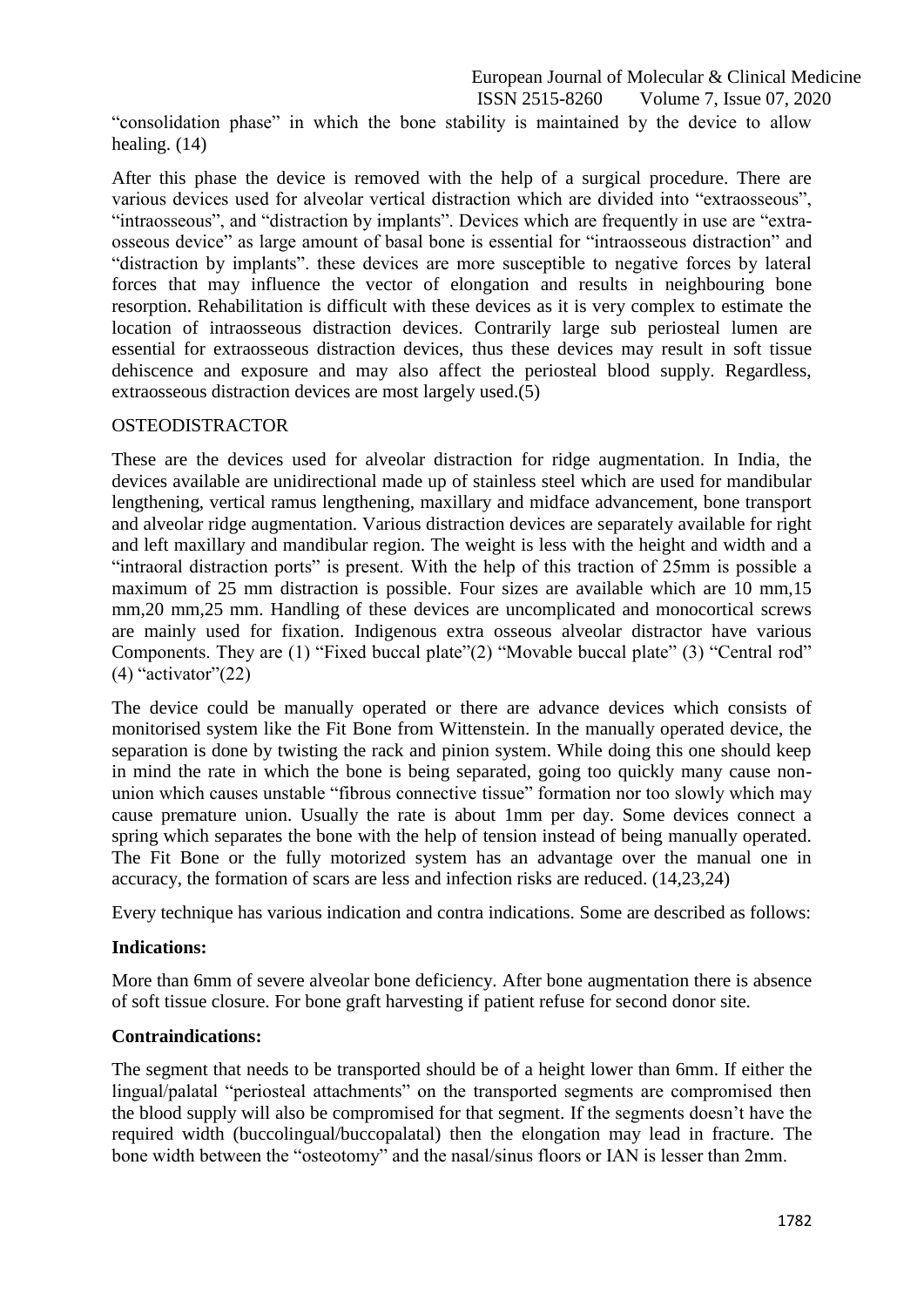"consolidation phase" in which the bone stability is maintained by the device to allow healing. (14)

After this phase the device is removed with the help of a surgical procedure. There are various devices used for alveolar vertical distraction which are divided into "extraosseous", "intraosseous", and "distraction by implants". Devices which are frequently in use are "extra-osseous device" as large amount of basal bone is essential for "intraosseous distraction" and "distraction by implants". these devices are more susceptible to negative forces by lateral forces that may influence the vector of elongation and results in neighbouring bone resorption. Rehabilitation is difficult with these devices as it is very complex to estimate the location of intraosseous distraction devices. Contrarily large sub periosteal lumen are essential for extraosseous distraction devices, thus these devices may result in soft tissue dehiscence and exposure and may also affect the periosteal blood supply. Regardless, extraosseous distraction devices are most largely used.(5)

OSTEODISTRACTOR

These are the devices used for alveolar distraction for ridge augmentation. In India, the devices available are unidirectional made up of stainless steel which are used for mandibular lengthening, vertical ramus lengthening, maxillary and midface advancement, bone transport and alveolar ridge augmentation. Various distraction devices are separately available for right and left maxillary and mandibular region. The weight is less with the height and width and a "intraoral distraction ports" is present. With the help of this traction of 25mm is possible a maximum of 25 mm distraction is possible. Four sizes are available which are 10 mm,15 mm,20 mm,25 mm. Handling of these devices are uncomplicated and monocortical screws are mainly used for fixation. Indigenous extra osseous alveolar distractor have various Components. They are (1) "Fixed buccal plate"(2) "Movable buccal plate" (3) "Central rod" (4) "activator"(22)

The device could be manually operated or there are advance devices which consists of monitorised system like the Fit Bone from Wittenstein. In the manually operated device, the separation is done by twisting the rack and pinion system. While doing this one should keep in mind the rate in which the bone is being separated, going too quickly many cause non-union which causes unstable "fibrous connective tissue" formation nor too slowly which may cause premature union. Usually the rate is about 1mm per day. Some devices connect a spring which separates the bone with the help of tension instead of being manually operated. The Fit Bone or the fully motorized system has an advantage over the manual one in accuracy, the formation of scars are less and infection risks are reduced. (14,23,24)

Every technique has various indication and contra indications. Some are described as follows:

**Indications:**

More than 6mm of severe alveolar bone deficiency. After bone augmentation there is absence of soft tissue closure. For bone graft harvesting if patient refuse for second donor site.

**Contraindications:**

The segment that needs to be transported should be of a height lower than 6mm. If either the lingual/palatal "periosteal attachments" on the transported segments are compromised then the blood supply will also be compromised for that segment. If the segments doesn't have the required width (buccolingual/buccopalatal) then the elongation may lead in fracture. The bone width between the "osteotomy" and the nasal/sinus floors or IAN is lesser than 2mm.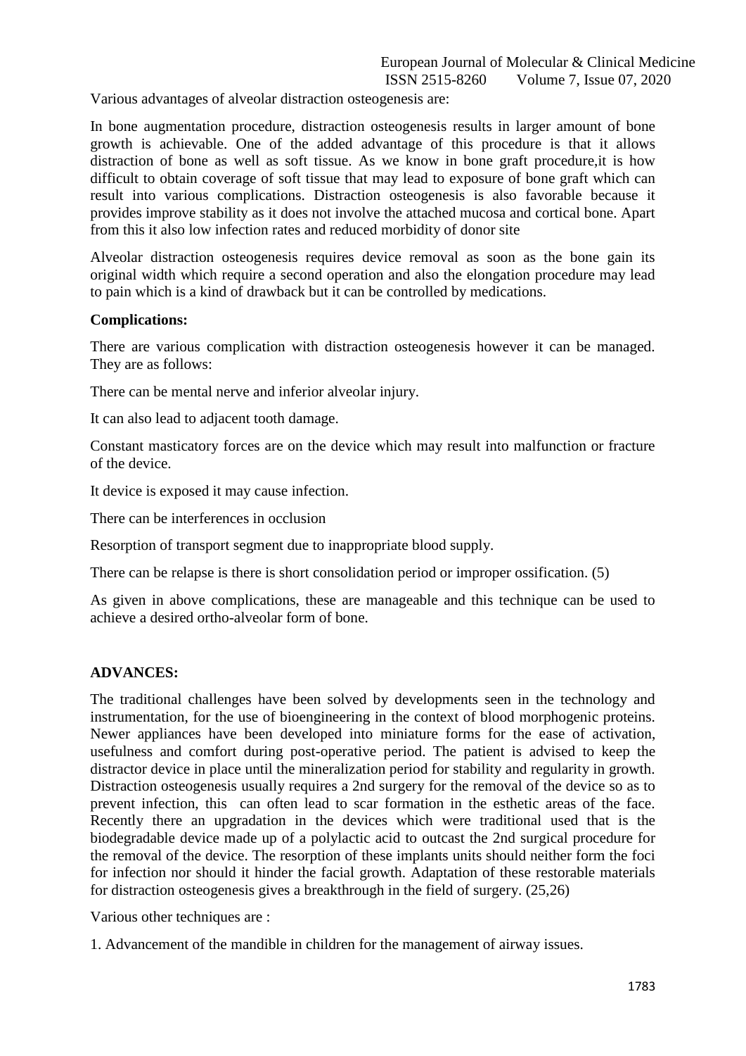Various advantages of alveolar distraction osteogenesis are:

In bone augmentation procedure, distraction osteogenesis results in larger amount of bone growth is achievable. One of the added advantage of this procedure is that it allows distraction of bone as well as soft tissue. As we know in bone graft procedure,it is how difficult to obtain coverage of soft tissue that may lead to exposure of bone graft which can result into various complications. Distraction osteogenesis is also favorable because it provides improve stability as it does not involve the attached mucosa and cortical bone. Apart from this it also low infection rates and reduced morbidity of donor site

Alveolar distraction osteogenesis requires device removal as soon as the bone gain its original width which require a second operation and also the elongation procedure may lead to pain which is a kind of drawback but it can be controlled by medications.

**Complications:**

There are various complication with distraction osteogenesis however it can be managed. They are as follows:

There can be mental nerve and inferior alveolar injury.

It can also lead to adjacent tooth damage.

Constant masticatory forces are on the device which may result into malfunction or fracture of the device.

It device is exposed it may cause infection.

There can be interferences in occlusion

Resorption of transport segment due to inappropriate blood supply.

There can be relapse is there is short consolidation period or improper ossification. (5)

As given in above complications, these are manageable and this technique can be used to achieve a desired ortho-alveolar form of bone.

**ADVANCES:**

The traditional challenges have been solved by developments seen in the technology and instrumentation, for the use of bioengineering in the context of blood morphogenic proteins. Newer appliances have been developed into miniature forms for the ease of activation, usefulness and comfort during post-operative period. The patient is advised to keep the distractor device in place until the mineralization period for stability and regularity in growth. Distraction osteogenesis usually requires a 2nd surgery for the removal of the device so as to prevent infection, this can often lead to scar formation in the esthetic areas of the face. Recently there an upgradation in the devices which were traditional used that is the biodegradable device made up of a polylactic acid to outcast the 2nd surgical procedure for the removal of the device. The resorption of these implants units should neither form the foci for infection nor should it hinder the facial growth. Adaptation of these restorable materials for distraction osteogenesis gives a breakthrough in the field of surgery. (25,26)

Various other techniques are :

1. Advancement of the mandible in children for the management of airway issues.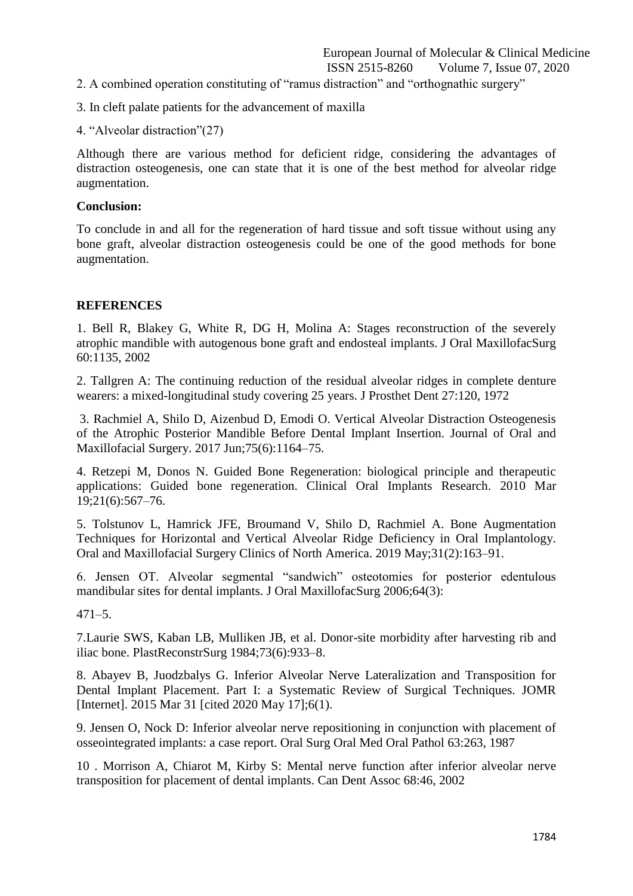2. A combined operation constituting of "ramus distraction" and "orthognathic surgery"

3. In cleft palate patients for the advancement of maxilla

4. "Alveolar distraction"(27)

Although there are various method for deficient ridge, considering the advantages of distraction osteogenesis, one can state that it is one of the best method for alveolar ridge augmentation.

**Conclusion:**

To conclude in and all for the regeneration of hard tissue and soft tissue without using any bone graft, alveolar distraction osteogenesis could be one of the good methods for bone augmentation.

## REFERENCES

1. Bell R, Blakey G, White R, DG H, Molina A: Stages reconstruction of the severely atrophic mandible with autogenous bone graft and endosteal implants. J Oral MaxillofacSurg 60:1135, 2002

2. Tallgren A: The continuing reduction of the residual alveolar ridges in complete denture wearers: a mixed-longitudinal study covering 25 years. J Prosthet Dent 27:120, 1972

3. Rachmiel A, Shilo D, Aizenbud D, Emodi O. Vertical Alveolar Distraction Osteogenesis of the Atrophic Posterior Mandible Before Dental Implant Insertion. Journal of Oral and Maxillofacial Surgery. 2017 Jun;75(6):1164–75.

4. Retzepi M, Donos N. Guided Bone Regeneration: biological principle and therapeutic applications: Guided bone regeneration. Clinical Oral Implants Research. 2010 Mar 19;21(6):567–76.

5. Tolstunov L, Hamrick JFE, Broumand V, Shilo D, Rachmiel A. Bone Augmentation Techniques for Horizontal and Vertical Alveolar Ridge Deficiency in Oral Implantology. Oral and Maxillofacial Surgery Clinics of North America. 2019 May;31(2):163–91.

6. Jensen OT. Alveolar segmental "sandwich" osteotomies for posterior edentulous mandibular sites for dental implants. J Oral MaxillofacSurg 2006;64(3):

471–5.

7.Laurie SWS, Kaban LB, Mulliken JB, et al. Donor-site morbidity after harvesting rib and iliac bone. PlastReconstrSurg 1984;73(6):933–8.

8. Abayev B, Juodzbalys G. Inferior Alveolar Nerve Lateralization and Transposition for Dental Implant Placement. Part I: a Systematic Review of Surgical Techniques. JOMR [Internet]. 2015 Mar 31 [cited 2020 May 17];6(1).

9. Jensen O, Nock D: Inferior alveolar nerve repositioning in conjunction with placement of osseointegrated implants: a case report. Oral Surg Oral Med Oral Pathol 63:263, 1987

10 . Morrison A, Chiarot M, Kirby S: Mental nerve function after inferior alveolar nerve transposition for placement of dental implants. Can Dent Assoc 68:46, 2002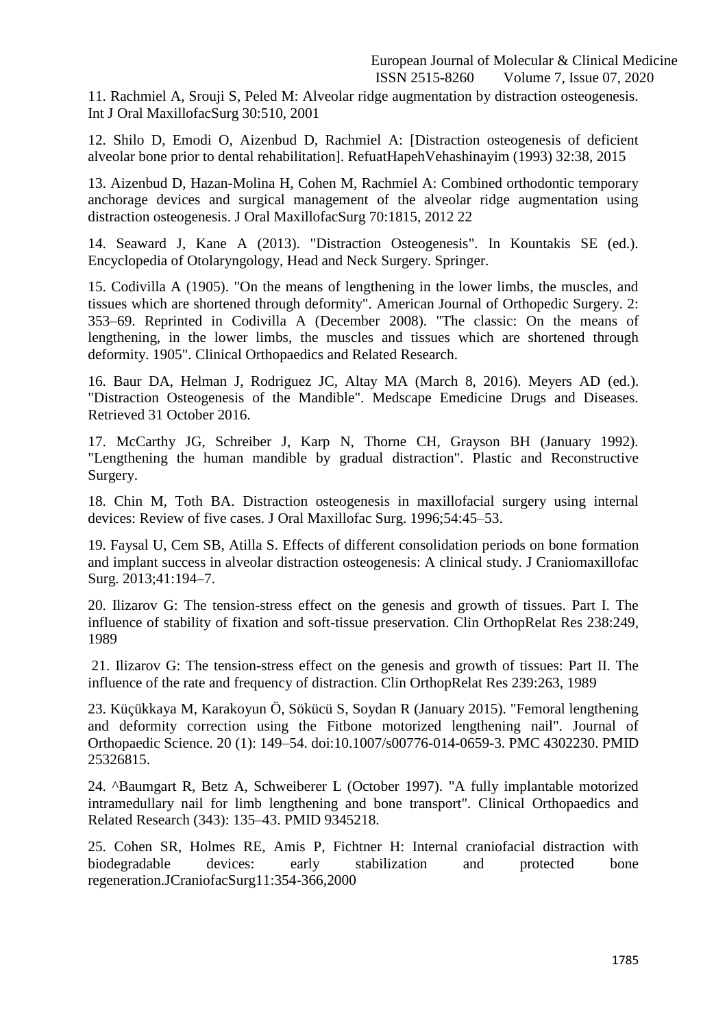11. Rachmiel A, Srouji S, Peled M: Alveolar ridge augmentation by distraction osteogenesis. Int J Oral MaxillofacSurg 30:510, 2001

12. Shilo D, Emodi O, Aizenbud D, Rachmiel A: [Distraction osteogenesis of deficient alveolar bone prior to dental rehabilitation]. RefuatHapehVehashinayim (1993) 32:38, 2015

13. Aizenbud D, Hazan-Molina H, Cohen M, Rachmiel A: Combined orthodontic temporary anchorage devices and surgical management of the alveolar ridge augmentation using distraction osteogenesis. J Oral MaxillofacSurg 70:1815, 2012 22

14. Seaward J, Kane A (2013). "Distraction Osteogenesis". In Kountakis SE (ed.). Encyclopedia of Otolaryngology, Head and Neck Surgery. Springer.

15. Codivilla A (1905). "On the means of lengthening in the lower limbs, the muscles, and tissues which are shortened through deformity". American Journal of Orthopedic Surgery. 2: 353–69. Reprinted in Codivilla A (December 2008). "The classic: On the means of lengthening, in the lower limbs, the muscles and tissues which are shortened through deformity. 1905". Clinical Orthopaedics and Related Research.

16. Baur DA, Helman J, Rodriguez JC, Altay MA (March 8, 2016). Meyers AD (ed.). "Distraction Osteogenesis of the Mandible". Medscape Emedicine Drugs and Diseases. Retrieved 31 October 2016.

17. McCarthy JG, Schreiber J, Karp N, Thorne CH, Grayson BH (January 1992). "Lengthening the human mandible by gradual distraction". Plastic and Reconstructive Surgery.

18. Chin M, Toth BA. Distraction osteogenesis in maxillofacial surgery using internal devices: Review of five cases. J Oral Maxillofac Surg. 1996;54:45–53.

19. Faysal U, Cem SB, Atilla S. Effects of different consolidation periods on bone formation and implant success in alveolar distraction osteogenesis: A clinical study. J Craniomaxillofac Surg. 2013;41:194–7.

20. Ilizarov G: The tension-stress effect on the genesis and growth of tissues. Part I. The influence of stability of fixation and soft-tissue preservation. Clin OrthopRelat Res 238:249, 1989

21. Ilizarov G: The tension-stress effect on the genesis and growth of tissues: Part II. The influence of the rate and frequency of distraction. Clin OrthopRelat Res 239:263, 1989

23. Küçükkaya M, Karakoyun Ö, Sökücü S, Soydan R (January 2015). "Femoral lengthening and deformity correction using the Fitbone motorized lengthening nail". Journal of Orthopaedic Science. 20 (1): 149–54. doi:10.1007/s00776-014-0659-3. PMC 4302230. PMID 25326815.

24. ^Baumgart R, Betz A, Schweiberer L (October 1997). "A fully implantable motorized intramedullary nail for limb lengthening and bone transport". Clinical Orthopaedics and Related Research (343): 135–43. PMID 9345218.

25. Cohen SR, Holmes RE, Amis P, Fichtner H: Internal craniofacial distraction with biodegradable devices: early stabilization and protected bone regeneration.JCraniofacSurg11:354-366,2000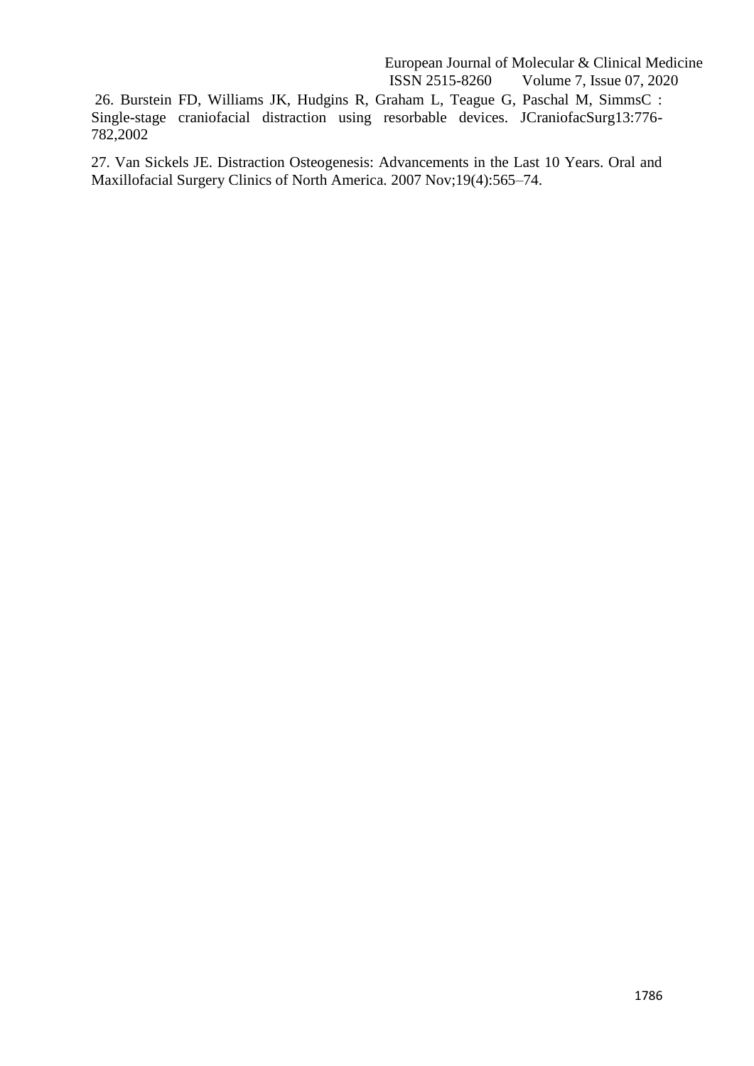26. Burstein FD, Williams JK, Hudgins R, Graham L, Teague G, Paschal M, SimmsC : Single-stage craniofacial distraction using resorbable devices. JCraniofacSurg13:776-782,2002

27. Van Sickels JE. Distraction Osteogenesis: Advancements in the Last 10 Years. Oral and Maxillofacial Surgery Clinics of North America. 2007 Nov;19(4):565–74.